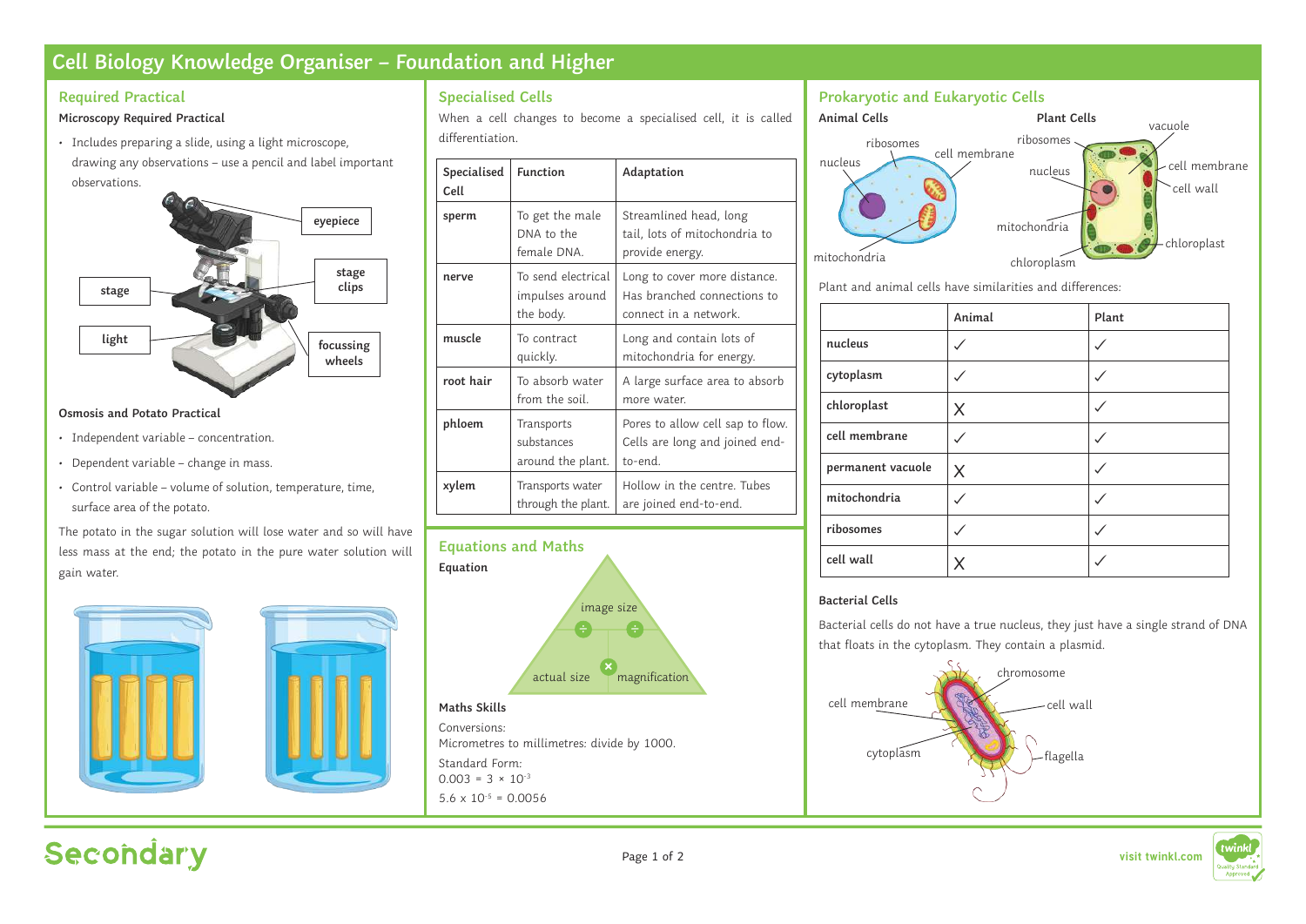# Cell Biology Knowledge Organiser – Foundation and Higher

## Required Practical

**Microscopy Required Practical**

- Includes preparing a slide, using a light microscope, drawing any observations – use a pencil and label important observations.

eyepiece

stage

stage clips

light

focussing wheels

**Osmosis and Potato Practical**

- Independent variable – concentration.
- Dependent variable – change in mass.
- Control variable – volume of solution, temperature, time, surface area of the potato.

The potato in the sugar solution will lose water and so will have less mass at the end; the potato in the pure water solution will gain water.

## Specialised Cells

When a cell changes to become a specialised cell, it is called differentiation.

| Specialised Cell | Function | Adaptation |
|---|---|---|
| **sperm** | To get the male DNA to the female DNA. | Streamlined head, long tail, lots of mitochondria to provide energy. |
| **nerve** | To send electrical impulses around the body. | Long to cover more distance. Has branched connections to connect in a network. |
| **muscle** | To contract quickly. | Long and contain lots of mitochondria for energy. |
| **root hair** | To absorb water from the soil. | A large surface area to absorb more water. |
| **phloem** | Transports substances around the plant. | Pores to allow cell sap to flow. Cells are long and joined end-to-end. |
| **xylem** | Transports water through the plant. | Hollow in the centre. Tubes are joined end-to-end. |

## Equations and Maths

**Equation**

image size ÷ ÷

actual size × magnification

**Maths Skills**

Conversions:
Micrometres to millimetres: divide by 1000.

Standard Form:
$0.003 = 3 \times 10^{-3}$
$5.6 \times 10^{-5} = 0.0056$

## Prokaryotic and Eukaryotic Cells

**Animal Cells**

ribosomes, nucleus, cell membrane, mitochondria

**Plant Cells**

vacuole, ribosomes, cell membrane, nucleus, cell wall, mitochondria, chloroplast, chloroplasm

Plant and animal cells have similarities and differences:

| | Animal | Plant |
|---|---|---|
| **nucleus** | ✓ | ✓ |
| **cytoplasm** | ✓ | ✓ |
| **chloroplast** | X | ✓ |
| **cell membrane** | ✓ | ✓ |
| **permanent vacuole** | X | ✓ |
| **mitochondria** | ✓ | ✓ |
| **ribosomes** | ✓ | ✓ |
| **cell wall** | X | ✓ |

**Bacterial Cells**

Bacterial cells do not have a true nucleus, they just have a single strand of DNA that floats in the cytoplasm. They contain a plasmid.

chromosome, cell membrane, cell wall, cytoplasm, flagella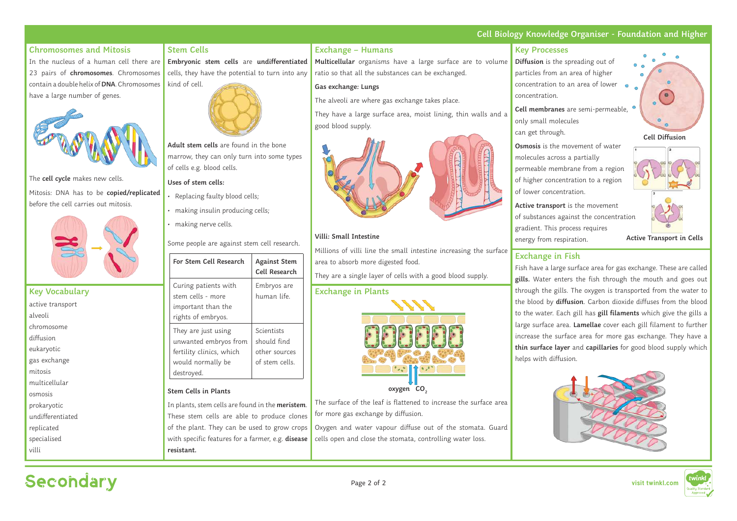# Cell Biology Knowledge Organiser - Foundation and Higher

## Chromosomes and Mitosis

In the nucleus of a human cell there are 23 pairs of **chromosomes**. Chromosomes contain a double helix of **DNA**. Chromosomes have a large number of genes.

The **cell cycle** makes new cells.

Mitosis: DNA has to be **copied/replicated** before the cell carries out mitosis.

## Key Vocabulary

- active transport
- alveoli
- chromosome
- diffusion
- eukaryotic
- gas exchange
- mitosis
- multicellular
- osmosis
- prokaryotic
- undifferentiated
- replicated
- specialised
- villi

## Stem Cells

**Embryonic stem cells** are **undifferentiated** cells, they have the potential to turn into any kind of cell.

**Adult stem cells** are found in the bone marrow, they can only turn into some types of cells e.g. blood cells.

**Uses of stem cells:**

- Replacing faulty blood cells;
- making insulin producing cells;
- making nerve cells.

Some people are against stem cell research.

| For Stem Cell Research | Against Stem Cell Research |
|---|---|
| Curing patients with stem cells - more important than the rights of embryos. | Embryos are human life. |
| They are just using unwanted embryos from fertility clinics, which would normally be destroyed. | Scientists should find other sources of stem cells. |

**Stem Cells in Plants**

In plants, stem cells are found in the **meristem**. These stem cells are able to produce clones of the plant. They can be used to grow crops with specific features for a farmer, e.g. **disease resistant.**

## Exchange – Humans

**Multicellular** organisms have a large surface are to volume ratio so that all the substances can be exchanged.

**Gas exchange: Lungs**

The alveoli are where gas exchange takes place.

They have a large surface area, moist lining, thin walls and a good blood supply.

**Villi: Small Intestine**

Millions of villi line the small intestine increasing the surface area to absorb more digested food.

They are a single layer of cells with a good blood supply.

## Exchange in Plants

oxygen $CO_2$

The surface of the leaf is flattened to increase the surface area for more gas exchange by diffusion.

Oxygen and water vapour diffuse out of the stomata. Guard cells open and close the stomata, controlling water loss.

## Key Processes

**Diffusion** is the spreading out of particles from an area of higher concentration to an area of lower concentration.

**Cell membranes** are semi-permeable, only small molecules can get through.

Cell Diffusion

**Osmosis** is the movement of water molecules across a partially permeable membrane from a region of higher concentration to a region of lower concentration.

**Active transport** is the movement of substances against the concentration gradient. This process requires energy from respiration.

Active Transport in Cells

## Exchange in Fish

Fish have a large surface area for gas exchange. These are called **gills.** Water enters the fish through the mouth and goes out through the gills. The oxygen is transported from the water to the blood by **diffusion**. Carbon dioxide diffuses from the blood to the water. Each gill has **gill filaments** which give the gills a large surface area. **Lamellae** cover each gill filament to further increase the surface area for more gas exchange. They have a **thin surface layer** and **capillaries** for good blood supply which helps with diffusion.